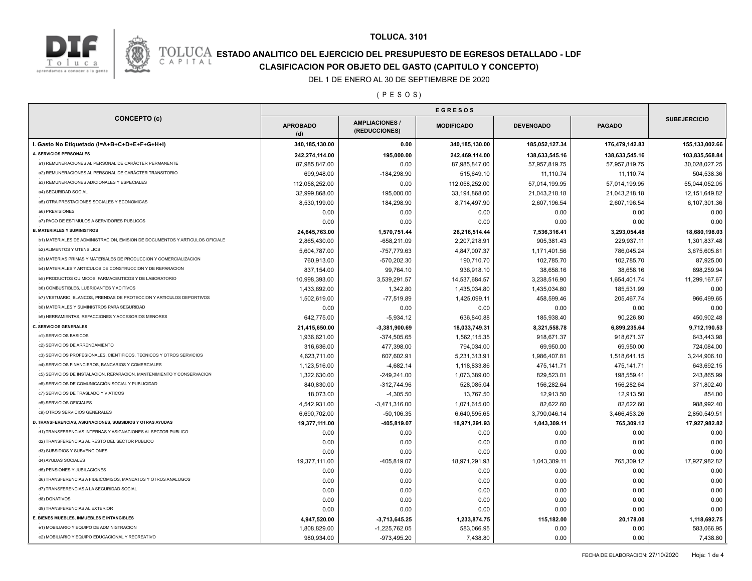# TOLUCA. 3101

## ESTADO ANALITICO DEL EJERCICIO DEL PRESUPUESTO DE EGRESOS DETALLADO - LDF

## CLASIFICACION POR OBJETO DEL GASTO (CAPITULO Y CONCEPTO)

DEL 1 DE ENERO AL 30 DE SEPTIEMBRE DE 2020

( P E S O S )

| CONCEPTO (c) | EGRESOS | | | | | SUBEJERCICIO |
|---|---|---|---|---|---|---|
| | APROBADO (d) | AMPLIACIONES / (REDUCCIONES) | MODIFICADO | DEVENGADO | PAGADO | |
| **I. Gasto No Etiquetado (I=A+B+C+D+E+F+G+H+I)** | **340,185,130.00** | **0.00** | **340,185,130.00** | **185,052,127.34** | **176,479,142.83** | **155,133,002.66** |
| **A. SERVICIOS PERSONALES** | **242,274,114.00** | **195,000.00** | **242,469,114.00** | **138,633,545.16** | **138,633,545.16** | **103,835,568.84** |
| a1) REMUNERACIONES AL PERSONAL DE CARÁCTER PERMANENTE | 87,985,847.00 | 0.00 | 87,985,847.00 | 57,957,819.75 | 57,957,819.75 | 30,028,027.25 |
| a2) REMUNERACIONES AL PERSONAL DE CARÁCTER TRANSITORIO | 699,948.00 | -184,298.90 | 515,649.10 | 11,110.74 | 11,110.74 | 504,538.36 |
| a3) REMUNERACIONES ADICIONALES Y ESPECIALES | 112,058,252.00 | 0.00 | 112,058,252.00 | 57,014,199.95 | 57,014,199.95 | 55,044,052.05 |
| a4) SEGURIDAD SOCIAL | 32,999,868.00 | 195,000.00 | 33,194,868.00 | 21,043,218.18 | 21,043,218.18 | 12,151,649.82 |
| a5) OTRA PRESTACIONES SOCIALES Y ECONOMICAS | 8,530,199.00 | 184,298.90 | 8,714,497.90 | 2,607,196.54 | 2,607,196.54 | 6,107,301.36 |
| a6) PREVISIONES | 0.00 | 0.00 | 0.00 | 0.00 | 0.00 | 0.00 |
| a7) PAGO DE ESTIMULOS A SERVIDORES PUBLICOS | 0.00 | 0.00 | 0.00 | 0.00 | 0.00 | 0.00 |
| **B. MATERIALES Y SUMINISTROS** | **24,645,763.00** | **1,570,751.44** | **26,216,514.44** | **7,536,316.41** | **3,293,054.48** | **18,680,198.03** |
| b1) MATERIALES DE ADMINISTRACION, EMISION DE DOCUMENTOS Y ARTICULOS OFICIALE | 2,865,430.00 | -658,211.09 | 2,207,218.91 | 905,381.43 | 229,937.11 | 1,301,837.48 |
| b2) ALIMENTOS Y UTENSILIOS | 5,604,787.00 | -757,779.63 | 4,847,007.37 | 1,171,401.56 | 786,045.24 | 3,675,605.81 |
| b3) MATERIAS PRIMAS Y MATERIALES DE PRODUCCION Y COMERCIALIZACION | 760,913.00 | -570,202.30 | 190,710.70 | 102,785.70 | 102,785.70 | 87,925.00 |
| b4) MATERIALES Y ARTICULOS DE CONSTRUCCION Y DE REPARACION | 837,154.00 | 99,764.10 | 936,918.10 | 38,658.16 | 38,658.16 | 898,259.94 |
| b5) PRODUCTOS QUIMICOS, FARMACEUTICOS Y DE LABORATORIO | 10,998,393.00 | 3,539,291.57 | 14,537,684.57 | 3,238,516.90 | 1,654,401.74 | 11,299,167.67 |
| b6) COMBUSTIBLES, LUBRICANTES Y ADITIVOS | 1,433,692.00 | 1,342.80 | 1,435,034.80 | 1,435,034.80 | 185,531.99 | 0.00 |
| b7) VESTUARIO, BLANCOS, PRENDAS DE PROTECCION Y ARTICULOS DEPORTIVOS | 1,502,619.00 | -77,519.89 | 1,425,099.11 | 458,599.46 | 205,467.74 | 966,499.65 |
| b8) MATERIALES Y SUMINISTROS PARA SEGURIDAD | 0.00 | 0.00 | 0.00 | 0.00 | 0.00 | 0.00 |
| b9) HERRAMIENTAS, REFACCIONES Y ACCESORIOS MENORES | 642,775.00 | -5,934.12 | 636,840.88 | 185,938.40 | 90,226.80 | 450,902.48 |
| **C. SERVICIOS GENERALES** | **21,415,650.00** | **-3,381,900.69** | **18,033,749.31** | **8,321,558.78** | **6,899,235.64** | **9,712,190.53** |
| c1) SERVICIOS BASICOS | 1,936,621.00 | -374,505.65 | 1,562,115.35 | 918,671.37 | 918,671.37 | 643,443.98 |
| c2) SERVICIOS DE ARRENDAMIENTO | 316,636.00 | 477,398.00 | 794,034.00 | 69,950.00 | 69,950.00 | 724,084.00 |
| c3) SERVICIOS PROFESIONALES, CIENTIFICOS, TECNICOS Y OTROS SERVICIOS | 4,623,711.00 | 607,602.91 | 5,231,313.91 | 1,986,407.81 | 1,518,641.15 | 3,244,906.10 |
| c4) SERVICIOS FINANCIEROS, BANCARIOS Y COMERCIALES | 1,123,516.00 | -4,682.14 | 1,118,833.86 | 475,141.71 | 475,141.71 | 643,692.15 |
| c5) SERVICIOS DE INSTALACION, REPARACION, MANTENIMIENTO Y CONSERVACION | 1,322,630.00 | -249,241.00 | 1,073,389.00 | 829,523.01 | 198,559.41 | 243,865.99 |
| c6) SERVICIOS DE COMUNICACIÓN SOCIAL Y PUBLICIDAD | 840,830.00 | -312,744.96 | 528,085.04 | 156,282.64 | 156,282.64 | 371,802.40 |
| c7) SERVICIOS DE TRASLADO Y VIATICOS | 18,073.00 | -4,305.50 | 13,767.50 | 12,913.50 | 12,913.50 | 854.00 |
| c8) SERVICIOS OFICIALES | 4,542,931.00 | -3,471,316.00 | 1,071,615.00 | 82,622.60 | 82,622.60 | 988,992.40 |
| c9) OTROS SERVICIOS GENERALES | 6,690,702.00 | -50,106.35 | 6,640,595.65 | 3,790,046.14 | 3,466,453.26 | 2,850,549.51 |
| **D. TRANSFERENCIAS, ASIGNACIONES, SUBSIDIOS Y OTRAS AYUDAS** | **19,377,111.00** | **-405,819.07** | **18,971,291.93** | **1,043,309.11** | **765,309.12** | **17,927,982.82** |
| d1) TRANSFERENCIAS INTERNAS Y ASIGNACIONES AL SECTOR PUBLICO | 0.00 | 0.00 | 0.00 | 0.00 | 0.00 | 0.00 |
| d2) TRANSFERENCIAS AL RESTO DEL SECTOR PUBLICO | 0.00 | 0.00 | 0.00 | 0.00 | 0.00 | 0.00 |
| d3) SUBSIDIOS Y SUBVENCIONES | 0.00 | 0.00 | 0.00 | 0.00 | 0.00 | 0.00 |
| d4) AYUDAS SOCIALES | 19,377,111.00 | -405,819.07 | 18,971,291.93 | 1,043,309.11 | 765,309.12 | 17,927,982.82 |
| d5) PENSIONES Y JUBILACIONES | 0.00 | 0.00 | 0.00 | 0.00 | 0.00 | 0.00 |
| d6) TRANSFERENCIAS A FIDEICOMISOS, MANDATOS Y OTROS ANALOGOS | 0.00 | 0.00 | 0.00 | 0.00 | 0.00 | 0.00 |
| d7) TRANSFERENCIAS A LA SEGURIDAD SOCIAL | 0.00 | 0.00 | 0.00 | 0.00 | 0.00 | 0.00 |
| d8) DONATIVOS | 0.00 | 0.00 | 0.00 | 0.00 | 0.00 | 0.00 |
| d9) TRANSFERENCIAS AL EXTERIOR | 0.00 | 0.00 | 0.00 | 0.00 | 0.00 | 0.00 |
| **E. BIENES MUEBLES, INMUEBLES E INTANGIBLES** | **4,947,520.00** | **-3,713,645.25** | **1,233,874.75** | **115,182.00** | **20,178.00** | **1,118,692.75** |
| e1) MOBILIARIO Y EQUIPO DE ADMINISTRACION | 1,808,829.00 | -1,225,762.05 | 583,066.95 | 0.00 | 0.00 | 583,066.95 |
| e2) MOBILIARIO Y EQUIPO EDUCACIONAL Y RECREATIVO | 980,934.00 | -973,495.20 | 7,438.80 | 0.00 | 0.00 | 7,438.80 |

FECHA DE ELABORACION: 27/10/2020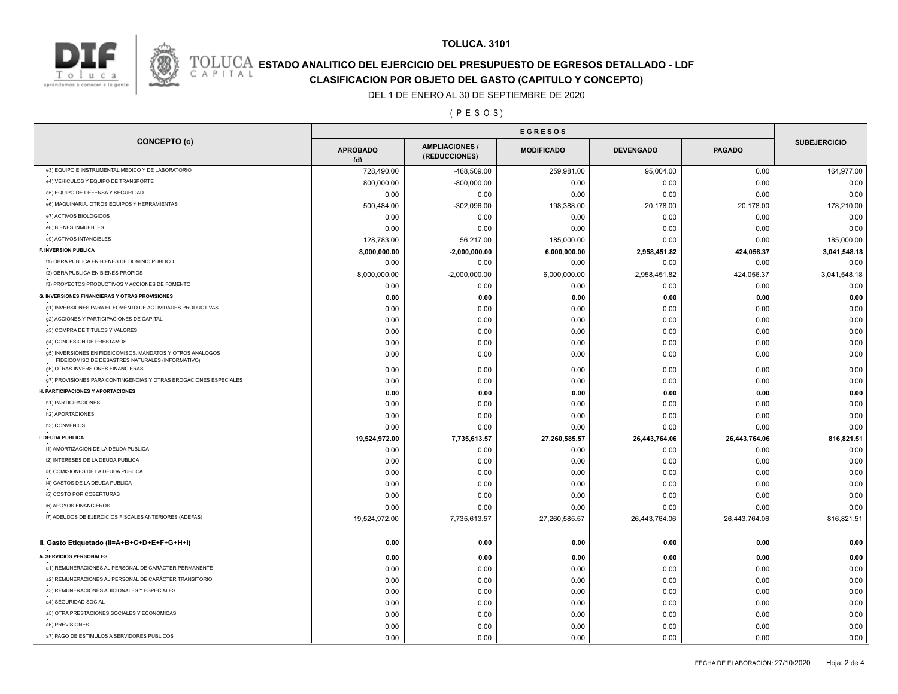**TOLUCA. 3101**

# ESTADO ANALITICO DEL EJERCICIO DEL PRESUPUESTO DE EGRESOS DETALLADO - LDF

## CLASIFICACION POR OBJETO DEL GASTO (CAPITULO Y CONCEPTO)

DEL 1 DE ENERO AL 30 DE SEPTIEMBRE DE 2020

( P E S O S )

| CONCEPTO (c) | EGRESOS | | | | | SUBEJERCICIO |
|---|---|---|---|---|---|---|
| | APROBADO (d) | AMPLIACIONES / (REDUCCIONES) | MODIFICADO | DEVENGADO | PAGADO | |
| e3) EQUIPO E INSTRUMENTAL MEDICO Y DE LABORATORIO | 728,490.00 | -468,509.00 | 259,981.00 | 95,004.00 | 0.00 | 164,977.00 |
| e4) VEHICULOS Y EQUIPO DE TRANSPORTE | 800,000.00 | -800,000.00 | 0.00 | 0.00 | 0.00 | 0.00 |
| e5) EQUIPO DE DEFENSA Y SEGURIDAD | 0.00 | 0.00 | 0.00 | 0.00 | 0.00 | 0.00 |
| e6) MAQUINARIA, OTROS EQUIPOS Y HERRAMIENTAS | 500,484.00 | -302,096.00 | 198,388.00 | 20,178.00 | 20,178.00 | 178,210.00 |
| e7) ACTIVOS BIOLOGICOS | 0.00 | 0.00 | 0.00 | 0.00 | 0.00 | 0.00 |
| e8) BIENES INMUEBLES | 0.00 | 0.00 | 0.00 | 0.00 | 0.00 | 0.00 |
| e9) ACTIVOS INTANGIBLES | 128,783.00 | 56,217.00 | 185,000.00 | 0.00 | 0.00 | 185,000.00 |
| **F. INVERSION PUBLICA** | **8,000,000.00** | **-2,000,000.00** | **6,000,000.00** | **2,958,451.82** | **424,056.37** | **3,041,548.18** |
| f1) OBRA PUBLICA EN BIENES DE DOMINIO PUBLICO | 0.00 | 0.00 | 0.00 | 0.00 | 0.00 | 0.00 |
| f2) OBRA PUBLICA EN BIENES PROPIOS | 8,000,000.00 | -2,000,000.00 | 6,000,000.00 | 2,958,451.82 | 424,056.37 | 3,041,548.18 |
| f3) PROYECTOS PRODUCTIVOS Y ACCIONES DE FOMENTO | 0.00 | 0.00 | 0.00 | 0.00 | 0.00 | 0.00 |
| **G. INVERSIONES FINANCIERAS Y OTRAS PROVISIONES** | **0.00** | **0.00** | **0.00** | **0.00** | **0.00** | **0.00** |
| g1) INVERSIONES PARA EL FOMENTO DE ACTIVIDADES PRODUCTIVAS | 0.00 | 0.00 | 0.00 | 0.00 | 0.00 | 0.00 |
| g2) ACCIONES Y PARTICIPACIONES DE CAPITAL | 0.00 | 0.00 | 0.00 | 0.00 | 0.00 | 0.00 |
| g3) COMPRA DE TITULOS Y VALORES | 0.00 | 0.00 | 0.00 | 0.00 | 0.00 | 0.00 |
| g4) CONCESION DE PRESTAMOS | 0.00 | 0.00 | 0.00 | 0.00 | 0.00 | 0.00 |
| g5) INVERSIONES EN FIDEICOMISOS, MANDATOS Y OTROS ANALOGOS FIDEICOMISO DE DESASTRES NATURALES (INFORMATIVO) | 0.00 | 0.00 | 0.00 | 0.00 | 0.00 | 0.00 |
| g6) OTRAS INVERSIONES FINANCIERAS | 0.00 | 0.00 | 0.00 | 0.00 | 0.00 | 0.00 |
| g7) PROVISIONES PARA CONTINGENCIAS Y OTRAS EROGACIONES ESPECIALES | 0.00 | 0.00 | 0.00 | 0.00 | 0.00 | 0.00 |
| **H. PARTICIPACIONES Y APORTACIONES** | **0.00** | **0.00** | **0.00** | **0.00** | **0.00** | **0.00** |
| h1) PARTICIPACIONES | 0.00 | 0.00 | 0.00 | 0.00 | 0.00 | 0.00 |
| h2) APORTACIONES | 0.00 | 0.00 | 0.00 | 0.00 | 0.00 | 0.00 |
| h3) CONVENIOS | 0.00 | 0.00 | 0.00 | 0.00 | 0.00 | 0.00 |
| **I. DEUDA PUBLICA** | **19,524,972.00** | **7,735,613.57** | **27,260,585.57** | **26,443,764.06** | **26,443,764.06** | **816,821.51** |
| i1) AMORTIZACION DE LA DEUDA PUBLICA | 0.00 | 0.00 | 0.00 | 0.00 | 0.00 | 0.00 |
| i2) INTERESES DE LA DEUDA PUBLICA | 0.00 | 0.00 | 0.00 | 0.00 | 0.00 | 0.00 |
| i3) COMISIONES DE LA DEUDA PUBLICA | 0.00 | 0.00 | 0.00 | 0.00 | 0.00 | 0.00 |
| i4) GASTOS DE LA DEUDA PUBLICA | 0.00 | 0.00 | 0.00 | 0.00 | 0.00 | 0.00 |
| i5) COSTO POR COBERTURAS | 0.00 | 0.00 | 0.00 | 0.00 | 0.00 | 0.00 |
| i6) APOYOS FINANCIEROS | 0.00 | 0.00 | 0.00 | 0.00 | 0.00 | 0.00 |
| i7) ADEUDOS DE EJERCICIOS FISCALES ANTERIORES (ADEFAS) | 19,524,972.00 | 7,735,613.57 | 27,260,585.57 | 26,443,764.06 | 26,443,764.06 | 816,821.51 |
| **II. Gasto Etiquetado (II=A+B+C+D+E+F+G+H+I)** | **0.00** | **0.00** | **0.00** | **0.00** | **0.00** | **0.00** |
| **A. SERVICIOS PERSONALES** | **0.00** | **0.00** | **0.00** | **0.00** | **0.00** | **0.00** |
| a1) REMUNERACIONES AL PERSONAL DE CARÁCTER PERMANENTE | 0.00 | 0.00 | 0.00 | 0.00 | 0.00 | 0.00 |
| a2) REMUNERACIONES AL PERSONAL DE CARÁCTER TRANSITORIO | 0.00 | 0.00 | 0.00 | 0.00 | 0.00 | 0.00 |
| a3) REMUNERACIONES ADICIONALES Y ESPECIALES | 0.00 | 0.00 | 0.00 | 0.00 | 0.00 | 0.00 |
| a4) SEGURIDAD SOCIAL | 0.00 | 0.00 | 0.00 | 0.00 | 0.00 | 0.00 |
| a5) OTRA PRESTACIONES SOCIALES Y ECONOMICAS | 0.00 | 0.00 | 0.00 | 0.00 | 0.00 | 0.00 |
| a6) PREVISIONES | 0.00 | 0.00 | 0.00 | 0.00 | 0.00 | 0.00 |
| a7) PAGO DE ESTIMULOS A SERVIDORES PUBLICOS | 0.00 | 0.00 | 0.00 | 0.00 | 0.00 | 0.00 |

FECHA DE ELABORACION: 27/10/2020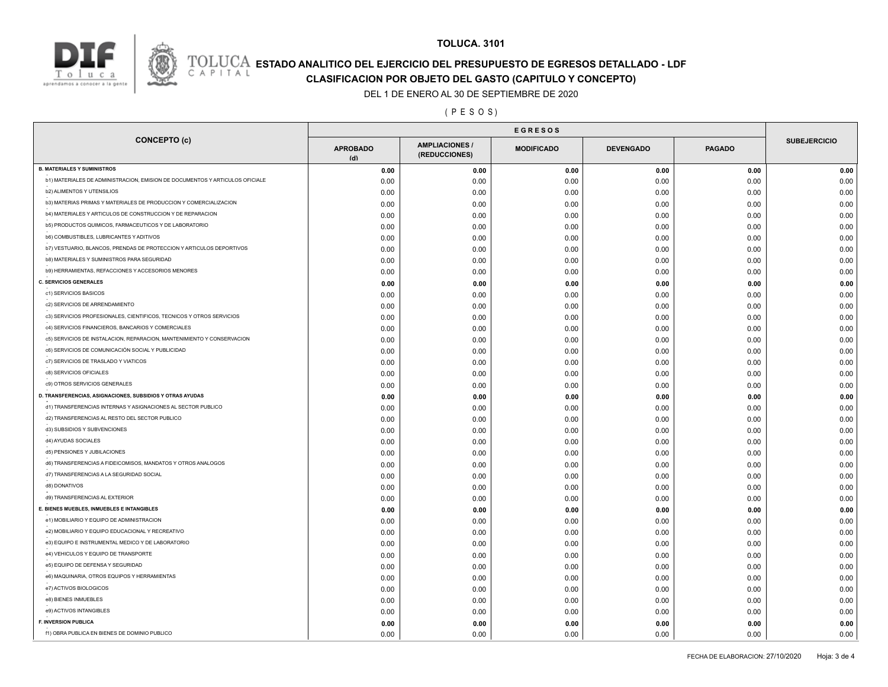**TOLUCA. 3101**

# ESTADO ANALITICO DEL EJERCICIO DEL PRESUPUESTO DE EGRESOS DETALLADO - LDF

## CLASIFICACION POR OBJETO DEL GASTO (CAPITULO Y CONCEPTO)

DEL 1 DE ENERO AL 30 DE SEPTIEMBRE DE 2020

( P E S O S )

| CONCEPTO (c) | EGRESOS | | | | | SUBEJERCICIO |
|---|---|---|---|---|---|---|
| | APROBADO (d) | AMPLIACIONES / (REDUCCIONES) | MODIFICADO | DEVENGADO | PAGADO | |
| **B. MATERIALES Y SUMINISTROS** | **0.00** | **0.00** | **0.00** | **0.00** | **0.00** | **0.00** |
| b1) MATERIALES DE ADMINISTRACION, EMISION DE DOCUMENTOS Y ARTICULOS OFICIALE | 0.00 | 0.00 | 0.00 | 0.00 | 0.00 | 0.00 |
| b2) ALIMENTOS Y UTENSILIOS | 0.00 | 0.00 | 0.00 | 0.00 | 0.00 | 0.00 |
| b3) MATERIAS PRIMAS Y MATERIALES DE PRODUCCION Y COMERCIALIZACION | 0.00 | 0.00 | 0.00 | 0.00 | 0.00 | 0.00 |
| b4) MATERIALES Y ARTICULOS DE CONSTRUCCION Y DE REPARACION | 0.00 | 0.00 | 0.00 | 0.00 | 0.00 | 0.00 |
| b5) PRODUCTOS QUIMICOS, FARMACEUTICOS Y DE LABORATORIO | 0.00 | 0.00 | 0.00 | 0.00 | 0.00 | 0.00 |
| b6) COMBUSTIBLES, LUBRICANTES Y ADITIVOS | 0.00 | 0.00 | 0.00 | 0.00 | 0.00 | 0.00 |
| b7) VESTUARIO, BLANCOS, PRENDAS DE PROTECCION Y ARTICULOS DEPORTIVOS | 0.00 | 0.00 | 0.00 | 0.00 | 0.00 | 0.00 |
| b8) MATERIALES Y SUMINISTROS PARA SEGURIDAD | 0.00 | 0.00 | 0.00 | 0.00 | 0.00 | 0.00 |
| b9) HERRAMIENTAS, REFACCIONES Y ACCESORIOS MENORES | 0.00 | 0.00 | 0.00 | 0.00 | 0.00 | 0.00 |
| **C. SERVICIOS GENERALES** | **0.00** | **0.00** | **0.00** | **0.00** | **0.00** | **0.00** |
| c1) SERVICIOS BASICOS | 0.00 | 0.00 | 0.00 | 0.00 | 0.00 | 0.00 |
| c2) SERVICIOS DE ARRENDAMIENTO | 0.00 | 0.00 | 0.00 | 0.00 | 0.00 | 0.00 |
| c3) SERVICIOS PROFESIONALES, CIENTIFICOS, TECNICOS Y OTROS SERVICIOS | 0.00 | 0.00 | 0.00 | 0.00 | 0.00 | 0.00 |
| c4) SERVICIOS FINANCIEROS, BANCARIOS Y COMERCIALES | 0.00 | 0.00 | 0.00 | 0.00 | 0.00 | 0.00 |
| c5) SERVICIOS DE INSTALACION, REPARACION, MANTENIMIENTO Y CONSERVACION | 0.00 | 0.00 | 0.00 | 0.00 | 0.00 | 0.00 |
| c6) SERVICIOS DE COMUNICACIÓN SOCIAL Y PUBLICIDAD | 0.00 | 0.00 | 0.00 | 0.00 | 0.00 | 0.00 |
| c7) SERVICIOS DE TRASLADO Y VIATICOS | 0.00 | 0.00 | 0.00 | 0.00 | 0.00 | 0.00 |
| c8) SERVICIOS OFICIALES | 0.00 | 0.00 | 0.00 | 0.00 | 0.00 | 0.00 |
| c9) OTROS SERVICIOS GENERALES | 0.00 | 0.00 | 0.00 | 0.00 | 0.00 | 0.00 |
| **D. TRANSFERENCIAS, ASIGNACIONES, SUBSIDIOS Y OTRAS AYUDAS** | **0.00** | **0.00** | **0.00** | **0.00** | **0.00** | **0.00** |
| d1) TRANSFERENCIAS INTERNAS Y ASIGNACIONES AL SECTOR PUBLICO | 0.00 | 0.00 | 0.00 | 0.00 | 0.00 | 0.00 |
| d2) TRANSFERENCIAS AL RESTO DEL SECTOR PUBLICO | 0.00 | 0.00 | 0.00 | 0.00 | 0.00 | 0.00 |
| d3) SUBSIDIOS Y SUBVENCIONES | 0.00 | 0.00 | 0.00 | 0.00 | 0.00 | 0.00 |
| d4) AYUDAS SOCIALES | 0.00 | 0.00 | 0.00 | 0.00 | 0.00 | 0.00 |
| d5) PENSIONES Y JUBILACIONES | 0.00 | 0.00 | 0.00 | 0.00 | 0.00 | 0.00 |
| d6) TRANSFERENCIAS A FIDEICOMISOS, MANDATOS Y OTROS ANALOGOS | 0.00 | 0.00 | 0.00 | 0.00 | 0.00 | 0.00 |
| d7) TRANSFERENCIAS A LA SEGURIDAD SOCIAL | 0.00 | 0.00 | 0.00 | 0.00 | 0.00 | 0.00 |
| d8) DONATIVOS | 0.00 | 0.00 | 0.00 | 0.00 | 0.00 | 0.00 |
| d9) TRANSFERENCIAS AL EXTERIOR | 0.00 | 0.00 | 0.00 | 0.00 | 0.00 | 0.00 |
| **E. BIENES MUEBLES, INMUEBLES E INTANGIBLES** | **0.00** | **0.00** | **0.00** | **0.00** | **0.00** | **0.00** |
| e1) MOBILIARIO Y EQUIPO DE ADMINISTRACION | 0.00 | 0.00 | 0.00 | 0.00 | 0.00 | 0.00 |
| e2) MOBILIARIO Y EQUIPO EDUCACIONAL Y RECREATIVO | 0.00 | 0.00 | 0.00 | 0.00 | 0.00 | 0.00 |
| e3) EQUIPO E INSTRUMENTAL MEDICO Y DE LABORATORIO | 0.00 | 0.00 | 0.00 | 0.00 | 0.00 | 0.00 |
| e4) VEHICULOS Y EQUIPO DE TRANSPORTE | 0.00 | 0.00 | 0.00 | 0.00 | 0.00 | 0.00 |
| e5) EQUIPO DE DEFENSA Y SEGURIDAD | 0.00 | 0.00 | 0.00 | 0.00 | 0.00 | 0.00 |
| e6) MAQUINARIA, OTROS EQUIPOS Y HERRAMIENTAS | 0.00 | 0.00 | 0.00 | 0.00 | 0.00 | 0.00 |
| e7) ACTIVOS BIOLOGICOS | 0.00 | 0.00 | 0.00 | 0.00 | 0.00 | 0.00 |
| e8) BIENES INMUEBLES | 0.00 | 0.00 | 0.00 | 0.00 | 0.00 | 0.00 |
| e9) ACTIVOS INTANGIBLES | 0.00 | 0.00 | 0.00 | 0.00 | 0.00 | 0.00 |
| **F. INVERSION PUBLICA** | **0.00** | **0.00** | **0.00** | **0.00** | **0.00** | **0.00** |
| f1) OBRA PUBLICA EN BIENES DE DOMINIO PUBLICO | 0.00 | 0.00 | 0.00 | 0.00 | 0.00 | 0.00 |

FECHA DE ELABORACION: 27/10/2020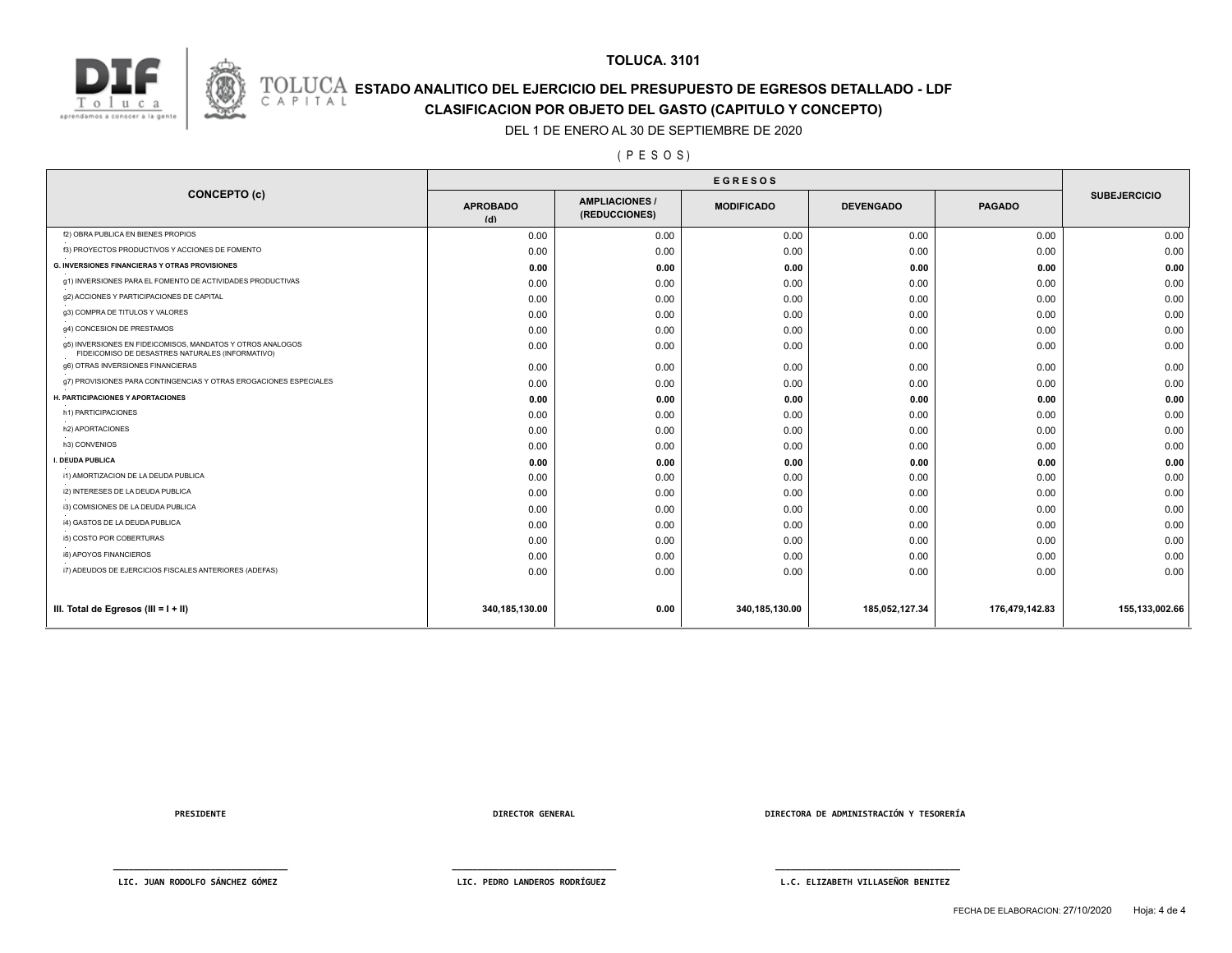# TOLUCA. 3101

## ESTADO ANALITICO DEL EJERCICIO DEL PRESUPUESTO DE EGRESOS DETALLADO - LDF

## CLASIFICACION POR OBJETO DEL GASTO (CAPITULO Y CONCEPTO)

DEL 1 DE ENERO AL 30 DE SEPTIEMBRE DE 2020

( P E S O S )

| CONCEPTO (c) | EGRESOS | | | | | SUBEJERCICIO |
|---|---|---|---|---|---|---|
| | APROBADO (d) | AMPLIACIONES / (REDUCCIONES) | MODIFICADO | DEVENGADO | PAGADO | |
| f2) OBRA PUBLICA EN BIENES PROPIOS | 0.00 | 0.00 | 0.00 | 0.00 | 0.00 | 0.00 |
| f3) PROYECTOS PRODUCTIVOS Y ACCIONES DE FOMENTO | 0.00 | 0.00 | 0.00 | 0.00 | 0.00 | 0.00 |
| **G. INVERSIONES FINANCIERAS Y OTRAS PROVISIONES** | **0.00** | **0.00** | **0.00** | **0.00** | **0.00** | **0.00** |
| g1) INVERSIONES PARA EL FOMENTO DE ACTIVIDADES PRODUCTIVAS | 0.00 | 0.00 | 0.00 | 0.00 | 0.00 | 0.00 |
| g2) ACCIONES Y PARTICIPACIONES DE CAPITAL | 0.00 | 0.00 | 0.00 | 0.00 | 0.00 | 0.00 |
| g3) COMPRA DE TITULOS Y VALORES | 0.00 | 0.00 | 0.00 | 0.00 | 0.00 | 0.00 |
| g4) CONCESION DE PRESTAMOS | 0.00 | 0.00 | 0.00 | 0.00 | 0.00 | 0.00 |
| g5) INVERSIONES EN FIDEICOMISOS, MANDATOS Y OTROS ANALOGOS FIDEICOMISO DE DESASTRES NATURALES (INFORMATIVO) | 0.00 | 0.00 | 0.00 | 0.00 | 0.00 | 0.00 |
| g6) OTRAS INVERSIONES FINANCIERAS | 0.00 | 0.00 | 0.00 | 0.00 | 0.00 | 0.00 |
| g7) PROVISIONES PARA CONTINGENCIAS Y OTRAS EROGACIONES ESPECIALES | 0.00 | 0.00 | 0.00 | 0.00 | 0.00 | 0.00 |
| **H. PARTICIPACIONES Y APORTACIONES** | **0.00** | **0.00** | **0.00** | **0.00** | **0.00** | **0.00** |
| h1) PARTICIPACIONES | 0.00 | 0.00 | 0.00 | 0.00 | 0.00 | 0.00 |
| h2) APORTACIONES | 0.00 | 0.00 | 0.00 | 0.00 | 0.00 | 0.00 |
| h3) CONVENIOS | 0.00 | 0.00 | 0.00 | 0.00 | 0.00 | 0.00 |
| **I. DEUDA PUBLICA** | **0.00** | **0.00** | **0.00** | **0.00** | **0.00** | **0.00** |
| i1) AMORTIZACION DE LA DEUDA PUBLICA | 0.00 | 0.00 | 0.00 | 0.00 | 0.00 | 0.00 |
| i2) INTERESES DE LA DEUDA PUBLICA | 0.00 | 0.00 | 0.00 | 0.00 | 0.00 | 0.00 |
| i3) COMISIONES DE LA DEUDA PUBLICA | 0.00 | 0.00 | 0.00 | 0.00 | 0.00 | 0.00 |
| i4) GASTOS DE LA DEUDA PUBLICA | 0.00 | 0.00 | 0.00 | 0.00 | 0.00 | 0.00 |
| i5) COSTO POR COBERTURAS | 0.00 | 0.00 | 0.00 | 0.00 | 0.00 | 0.00 |
| i6) APOYOS FINANCIEROS | 0.00 | 0.00 | 0.00 | 0.00 | 0.00 | 0.00 |
| i7) ADEUDOS DE EJERCICIOS FISCALES ANTERIORES (ADEFAS) | 0.00 | 0.00 | 0.00 | 0.00 | 0.00 | 0.00 |
| **III. Total de Egresos (III = I + II)** | **340,185,130.00** | **0.00** | **340,185,130.00** | **185,052,127.34** | **176,479,142.83** | **155,133,002.66** |

| PRESIDENTE | DIRECTOR GENERAL | DIRECTORA DE ADMINISTRACIÓN Y TESORERÍA |
|---|---|---|
| LIC. JUAN RODOLFO SÁNCHEZ GÓMEZ | LIC. PEDRO LANDEROS RODRÍGUEZ | L.C. ELIZABETH VILLASEÑOR BENITEZ |

FECHA DE ELABORACION: 27/10/2020